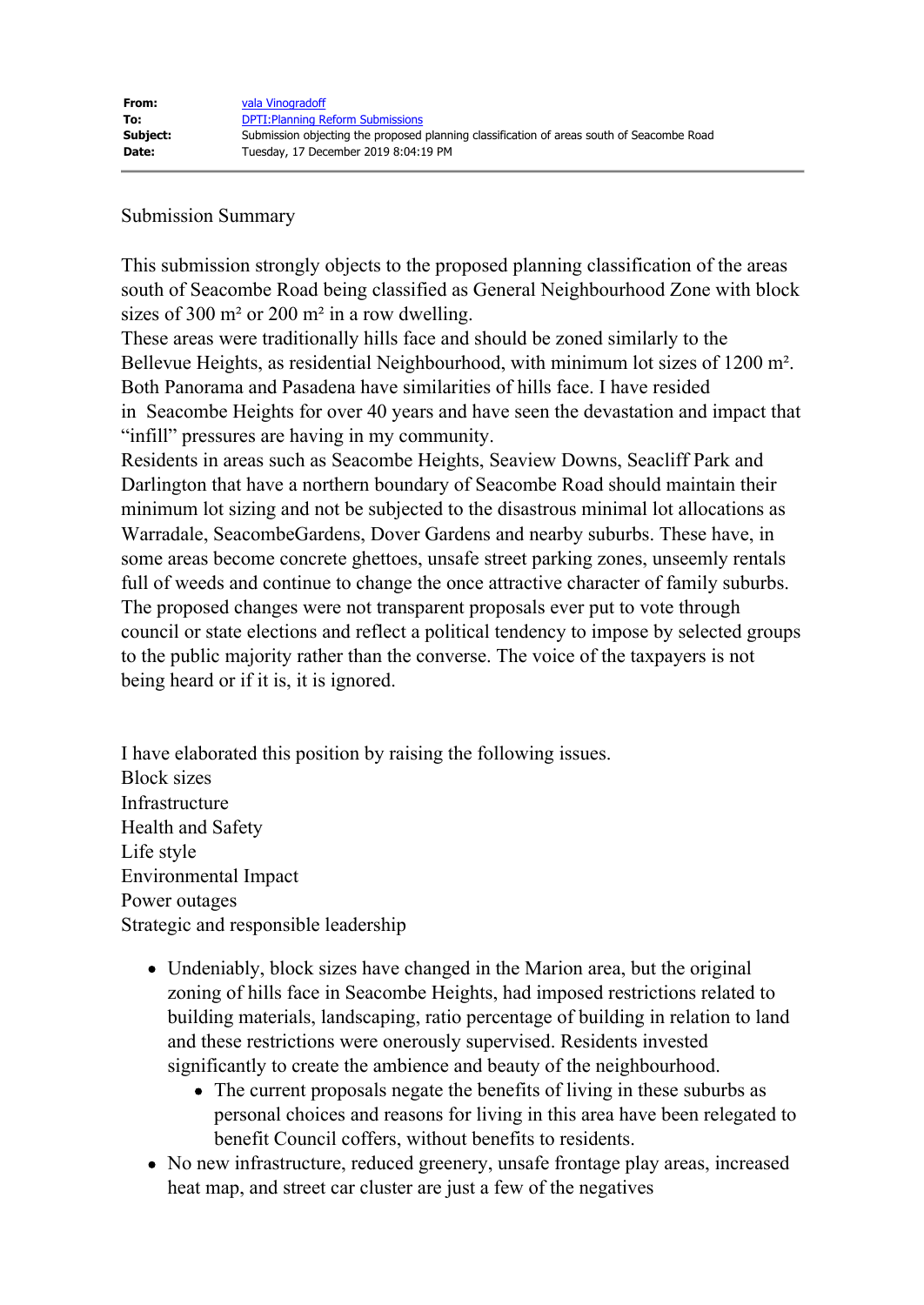| | |
|---|---|
| **From:** | vala Vinogradoff |
| **To:** | DPTI:Planning Reform Submissions |
| **Subject:** | Submission objecting the proposed planning classification of areas south of Seacombe Road |
| **Date:** | Tuesday, 17 December 2019 8:04:19 PM |

Submission Summary

This submission strongly objects to the proposed planning classification of the areas south of Seacombe Road being classified as General Neighbourhood Zone with block sizes of 300 m² or 200 m² in a row dwelling.
These areas were traditionally hills face and should be zoned similarly to the Bellevue Heights, as residential Neighbourhood, with minimum lot sizes of 1200 m².
Both Panorama and Pasadena have similarities of hills face. I have resided in Seacombe Heights for over 40 years and have seen the devastation and impact that "infill" pressures are having in my community.
Residents in areas such as Seacombe Heights, Seaview Downs, Seacliff Park and Darlington that have a northern boundary of Seacombe Road should maintain their minimum lot sizing and not be subjected to the disastrous minimal lot allocations as Warradale, SeacombeGardens, Dover Gardens and nearby suburbs. These have, in some areas become concrete ghettoes, unsafe street parking zones, unseemly rentals full of weeds and continue to change the once attractive character of family suburbs.
The proposed changes were not transparent proposals ever put to vote through council or state elections and reflect a political tendency to impose by selected groups to the public majority rather than the converse. The voice of the taxpayers is not being heard or if it is, it is ignored.

I have elaborated this position by raising the following issues.
Block sizes
Infrastructure
Health and Safety
Life style
Environmental Impact
Power outages
Strategic and responsible leadership

- Undeniably, block sizes have changed in the Marion area, but the original zoning of hills face in Seacombe Heights, had imposed restrictions related to building materials, landscaping, ratio percentage of building in relation to land and these restrictions were onerously supervised. Residents invested significantly to create the ambience and beauty of the neighbourhood.
  - The current proposals negate the benefits of living in these suburbs as personal choices and reasons for living in this area have been relegated to benefit Council coffers, without benefits to residents.
- No new infrastructure, reduced greenery, unsafe frontage play areas, increased heat map, and street car cluster are just a few of the negatives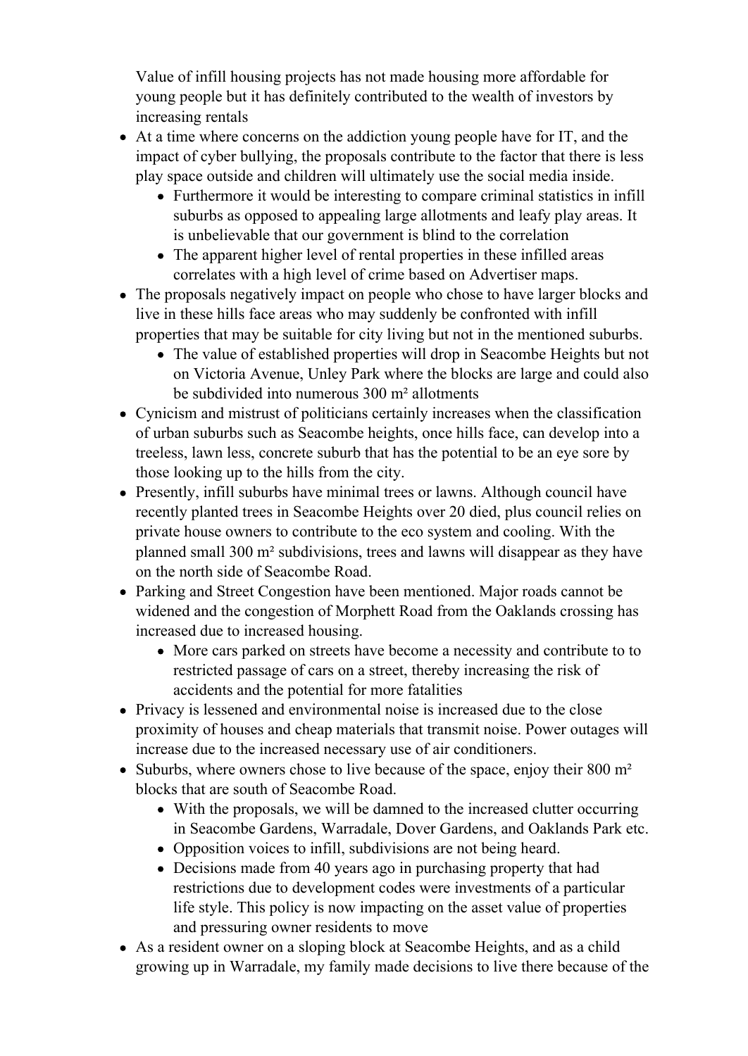Value of infill housing projects has not made housing more affordable for young people but it has definitely contributed to the wealth of investors by increasing rentals

- At a time where concerns on the addiction young people have for IT, and the impact of cyber bullying, the proposals contribute to the factor that there is less play space outside and children will ultimately use the social media inside.
    - Furthermore it would be interesting to compare criminal statistics in infill suburbs as opposed to appealing large allotments and leafy play areas. It is unbelievable that our government is blind to the correlation
    - The apparent higher level of rental properties in these infilled areas correlates with a high level of crime based on Advertiser maps.
- The proposals negatively impact on people who chose to have larger blocks and live in these hills face areas who may suddenly be confronted with infill properties that may be suitable for city living but not in the mentioned suburbs.
    - The value of established properties will drop in Seacombe Heights but not on Victoria Avenue, Unley Park where the blocks are large and could also be subdivided into numerous 300 m² allotments
- Cynicism and mistrust of politicians certainly increases when the classification of urban suburbs such as Seacombe heights, once hills face, can develop into a treeless, lawn less, concrete suburb that has the potential to be an eye sore by those looking up to the hills from the city.
- Presently, infill suburbs have minimal trees or lawns. Although council have recently planted trees in Seacombe Heights over 20 died, plus council relies on private house owners to contribute to the eco system and cooling. With the planned small 300 m² subdivisions, trees and lawns will disappear as they have on the north side of Seacombe Road.
- Parking and Street Congestion have been mentioned. Major roads cannot be widened and the congestion of Morphett Road from the Oaklands crossing has increased due to increased housing.
    - More cars parked on streets have become a necessity and contribute to to restricted passage of cars on a street, thereby increasing the risk of accidents and the potential for more fatalities
- Privacy is lessened and environmental noise is increased due to the close proximity of houses and cheap materials that transmit noise. Power outages will increase due to the increased necessary use of air conditioners.
- Suburbs, where owners chose to live because of the space, enjoy their 800 m² blocks that are south of Seacombe Road.
    - With the proposals, we will be damned to the increased clutter occurring in Seacombe Gardens, Warradale, Dover Gardens, and Oaklands Park etc.
    - Opposition voices to infill, subdivisions are not being heard.
    - Decisions made from 40 years ago in purchasing property that had restrictions due to development codes were investments of a particular life style. This policy is now impacting on the asset value of properties and pressuring owner residents to move
- As a resident owner on a sloping block at Seacombe Heights, and as a child growing up in Warradale, my family made decisions to live there because of the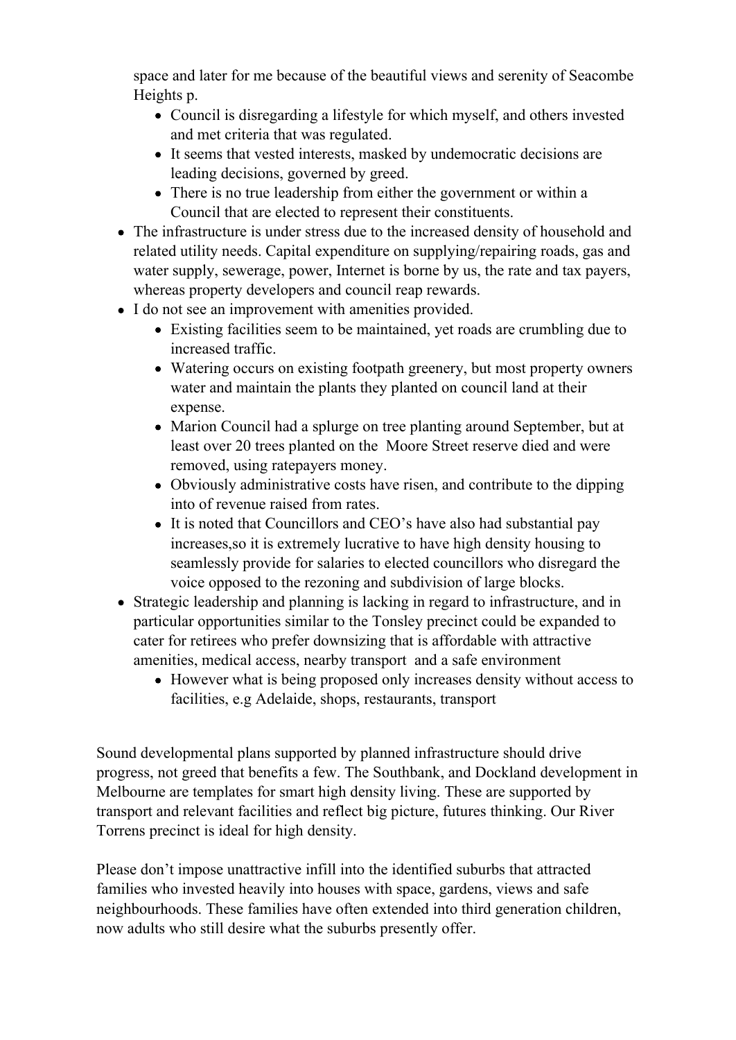space and later for me because of the beautiful views and serenity of Seacombe Heights p.

  - Council is disregarding a lifestyle for which myself, and others invested and met criteria that was regulated.
  - It seems that vested interests, masked by undemocratic decisions are leading decisions, governed by greed.
  - There is no true leadership from either the government or within a Council that are elected to represent their constituents.

- The infrastructure is under stress due to the increased density of household and related utility needs. Capital expenditure on supplying/repairing roads, gas and water supply, sewerage, power, Internet is borne by us, the rate and tax payers, whereas property developers and council reap rewards.
- I do not see an improvement with amenities provided.
  - Existing facilities seem to be maintained, yet roads are crumbling due to increased traffic.
  - Watering occurs on existing footpath greenery, but most property owners water and maintain the plants they planted on council land at their expense.
  - Marion Council had a splurge on tree planting around September, but at least over 20 trees planted on the Moore Street reserve died and were removed, using ratepayers money.
  - Obviously administrative costs have risen, and contribute to the dipping into of revenue raised from rates.
  - It is noted that Councillors and CEO's have also had substantial pay increases,so it is extremely lucrative to have high density housing to seamlessly provide for salaries to elected councillors who disregard the voice opposed to the rezoning and subdivision of large blocks.
- Strategic leadership and planning is lacking in regard to infrastructure, and in particular opportunities similar to the Tonsley precinct could be expanded to cater for retirees who prefer downsizing that is affordable with attractive amenities, medical access, nearby transport and a safe environment
  - However what is being proposed only increases density without access to facilities, e.g Adelaide, shops, restaurants, transport

Sound developmental plans supported by planned infrastructure should drive progress, not greed that benefits a few. The Southbank, and Dockland development in Melbourne are templates for smart high density living. These are supported by transport and relevant facilities and reflect big picture, futures thinking. Our River Torrens precinct is ideal for high density.

Please don't impose unattractive infill into the identified suburbs that attracted families who invested heavily into houses with space, gardens, views and safe neighbourhoods. These families have often extended into third generation children, now adults who still desire what the suburbs presently offer.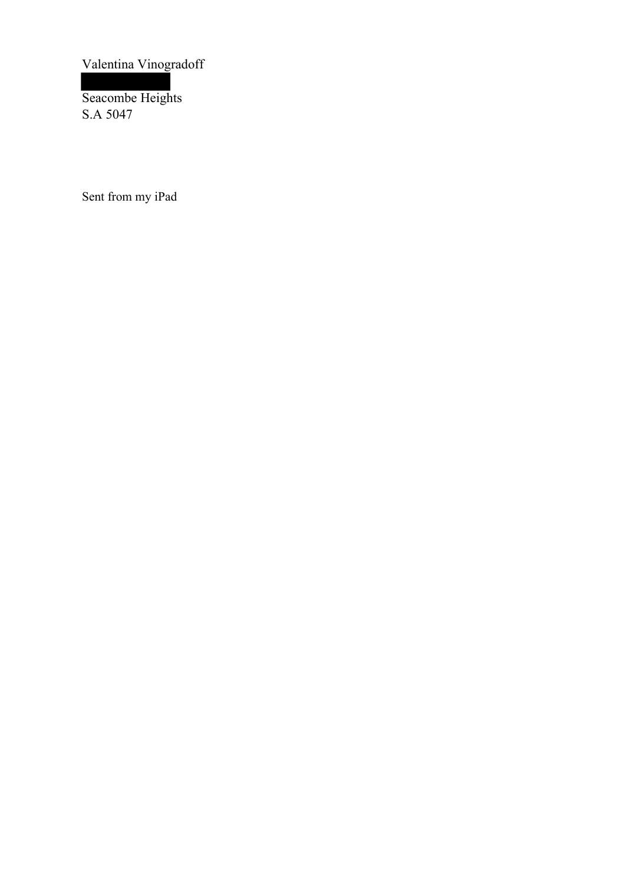Valentina Vinogradoff

Seacombe Heights
S.A 5047

Sent from my iPad